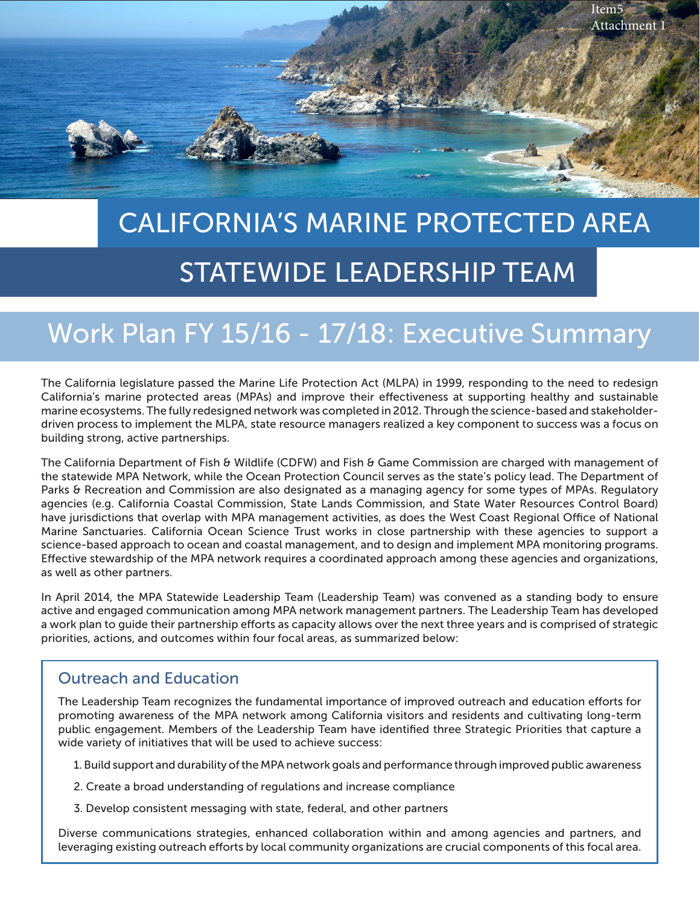Item5
Attachment 1

# CALIFORNIA'S MARINE PROTECTED AREA

# STATEWIDE LEADERSHIP TEAM

## Work Plan FY 15/16 - 17/18: Executive Summary

The California legislature passed the Marine Life Protection Act (MLPA) in 1999, responding to the need to redesign California's marine protected areas (MPAs) and improve their effectiveness at supporting healthy and sustainable marine ecosystems. The fully redesigned network was completed in 2012. Through the science-based and stakeholder-driven process to implement the MLPA, state resource managers realized a key component to success was a focus on building strong, active partnerships.

The California Department of Fish & Wildlife (CDFW) and Fish & Game Commission are charged with management of the statewide MPA Network, while the Ocean Protection Council serves as the state's policy lead. The Department of Parks & Recreation and Commission are also designated as a managing agency for some types of MPAs. Regulatory agencies (e.g. California Coastal Commission, State Lands Commission, and State Water Resources Control Board) have jurisdictions that overlap with MPA management activities, as does the West Coast Regional Office of National Marine Sanctuaries. California Ocean Science Trust works in close partnership with these agencies to support a science-based approach to ocean and coastal management, and to design and implement MPA monitoring programs. Effective stewardship of the MPA network requires a coordinated approach among these agencies and organizations, as well as other partners.

In April 2014, the MPA Statewide Leadership Team (Leadership Team) was convened as a standing body to ensure active and engaged communication among MPA network management partners. The Leadership Team has developed a work plan to guide their partnership efforts as capacity allows over the next three years and is comprised of strategic priorities, actions, and outcomes within four focal areas, as summarized below:

### Outreach and Education

The Leadership Team recognizes the fundamental importance of improved outreach and education efforts for promoting awareness of the MPA network among California visitors and residents and cultivating long-term public engagement. Members of the Leadership Team have identified three Strategic Priorities that capture a wide variety of initiatives that will be used to achieve success:

1. Build support and durability of the MPA network goals and performance through improved public awareness
2. Create a broad understanding of regulations and increase compliance
3. Develop consistent messaging with state, federal, and other partners

Diverse communications strategies, enhanced collaboration within and among agencies and partners, and leveraging existing outreach efforts by local community organizations are crucial components of this focal area.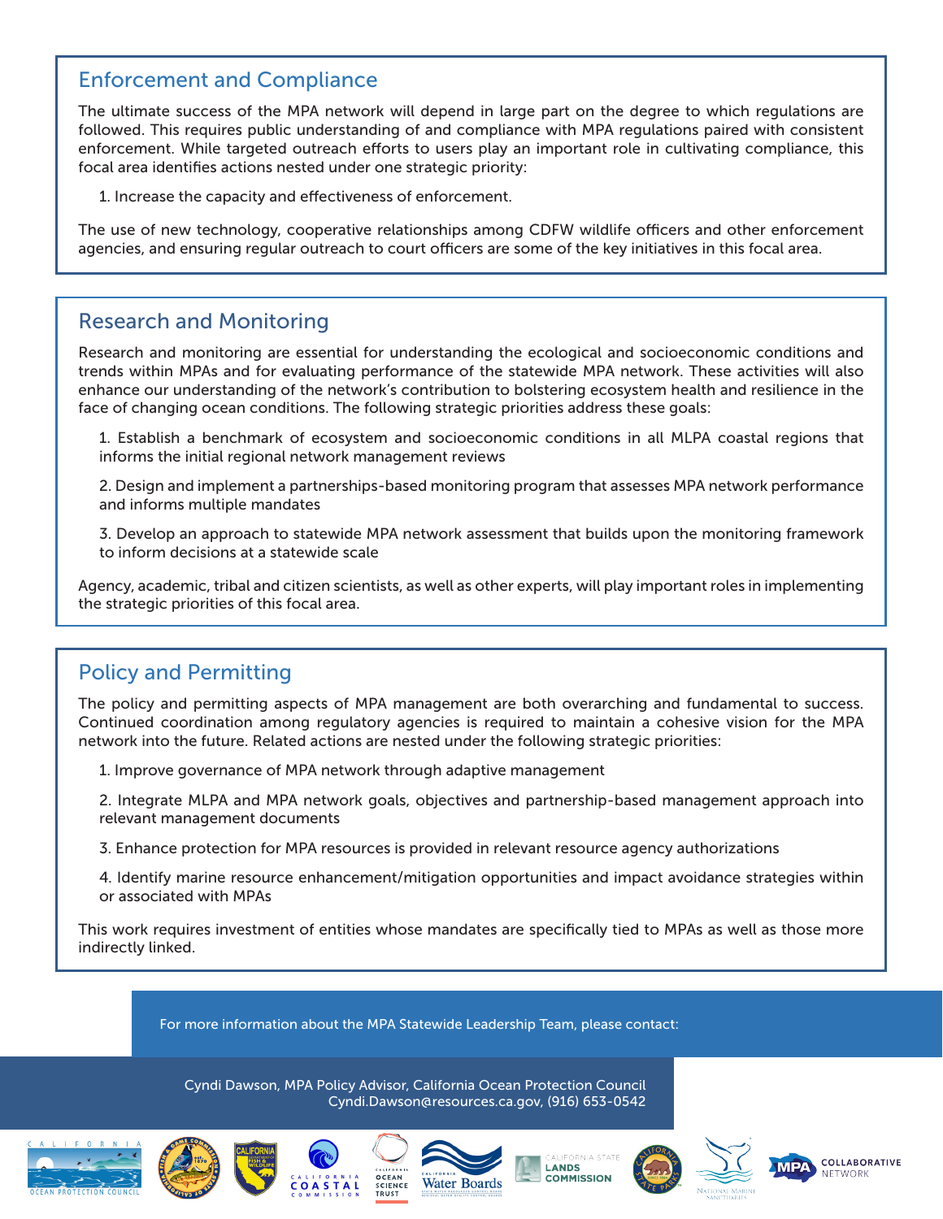## Enforcement and Compliance

The ultimate success of the MPA network will depend in large part on the degree to which regulations are followed. This requires public understanding of and compliance with MPA regulations paired with consistent enforcement. While targeted outreach efforts to users play an important role in cultivating compliance, this focal area identifies actions nested under one strategic priority:

1. Increase the capacity and effectiveness of enforcement.

The use of new technology, cooperative relationships among CDFW wildlife officers and other enforcement agencies, and ensuring regular outreach to court officers are some of the key initiatives in this focal area.

## Research and Monitoring

Research and monitoring are essential for understanding the ecological and socioeconomic conditions and trends within MPAs and for evaluating performance of the statewide MPA network. These activities will also enhance our understanding of the network's contribution to bolstering ecosystem health and resilience in the face of changing ocean conditions. The following strategic priorities address these goals:

1. Establish a benchmark of ecosystem and socioeconomic conditions in all MLPA coastal regions that informs the initial regional network management reviews

2. Design and implement a partnerships-based monitoring program that assesses MPA network performance and informs multiple mandates

3. Develop an approach to statewide MPA network assessment that builds upon the monitoring framework to inform decisions at a statewide scale

Agency, academic, tribal and citizen scientists, as well as other experts, will play important roles in implementing the strategic priorities of this focal area.

## Policy and Permitting

The policy and permitting aspects of MPA management are both overarching and fundamental to success. Continued coordination among regulatory agencies is required to maintain a cohesive vision for the MPA network into the future. Related actions are nested under the following strategic priorities:

1. Improve governance of MPA network through adaptive management

2. Integrate MLPA and MPA network goals, objectives and partnership-based management approach into relevant management documents

3. Enhance protection for MPA resources is provided in relevant resource agency authorizations

4. Identify marine resource enhancement/mitigation opportunities and impact avoidance strategies within or associated with MPAs

This work requires investment of entities whose mandates are specifically tied to MPAs as well as those more indirectly linked.

For more information about the MPA Statewide Leadership Team, please contact:

Cyndi Dawson, MPA Policy Advisor, California Ocean Protection Council
Cyndi.Dawson@resources.ca.gov, (916) 653-0542